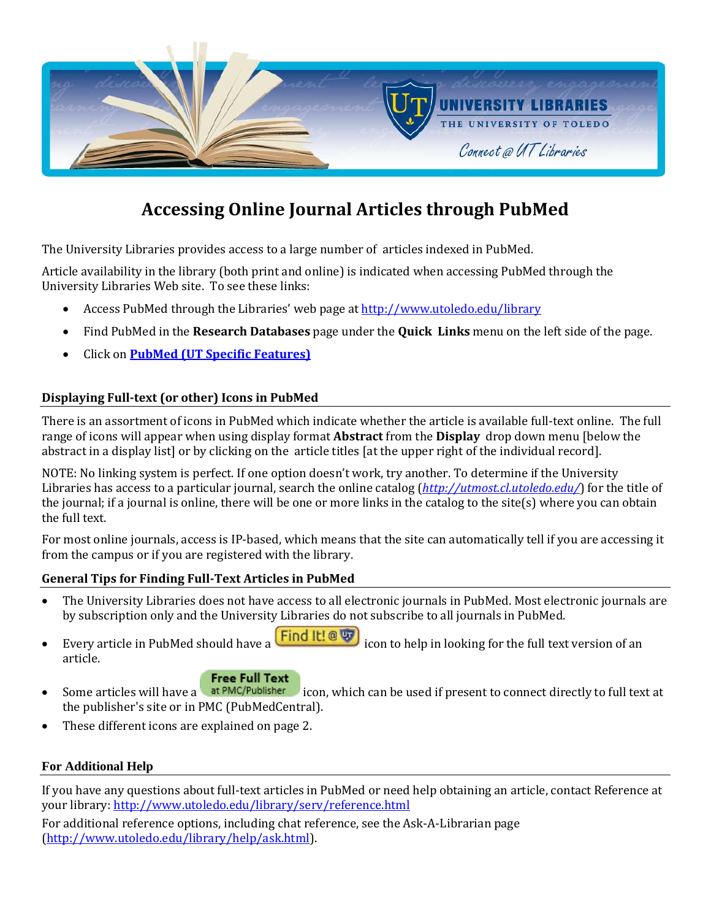# Accessing Online Journal Articles through PubMed

The University Libraries provides access to a large number of articles indexed in PubMed.

Article availability in the library (both print and online) is indicated when accessing PubMed through the University Libraries Web site. To see these links:

- Access PubMed through the Libraries' web page at http://www.utoledo.edu/library
- Find PubMed in the **Research Databases** page under the **Quick Links** menu on the left side of the page.
- Click on **PubMed (UT Specific Features)**

## Displaying Full-text (or other) Icons in PubMed

There is an assortment of icons in PubMed which indicate whether the article is available full-text online. The full range of icons will appear when using display format **Abstract** from the **Display** drop down menu [below the abstract in a display list] or by clicking on the article titles [at the upper right of the individual record].

NOTE: No linking system is perfect. If one option doesn't work, try another. To determine if the University Libraries has access to a particular journal, search the online catalog (*http://utmost.cl.utoledo.edu/*) for the title of the journal; if a journal is online, there will be one or more links in the catalog to the site(s) where you can obtain the full text.

For most online journals, access is IP-based, which means that the site can automatically tell if you are accessing it from the campus or if you are registered with the library.

## General Tips for Finding Full-Text Articles in PubMed

- The University Libraries does not have access to all electronic journals in PubMed. Most electronic journals are by subscription only and the University Libraries do not subscribe to all journals in PubMed.
- Every article in PubMed should have a Find It! @ UT icon to help in looking for the full text version of an article.
- Some articles will have a Free Full Text at PMC/Publisher icon, which can be used if present to connect directly to full text at the publisher's site or in PMC (PubMedCentral).
- These different icons are explained on page 2.

## For Additional Help

If you have any questions about full-text articles in PubMed or need help obtaining an article, contact Reference at your library: http://www.utoledo.edu/library/serv/reference.html

For additional reference options, including chat reference, see the Ask-A-Librarian page (http://www.utoledo.edu/library/help/ask.html).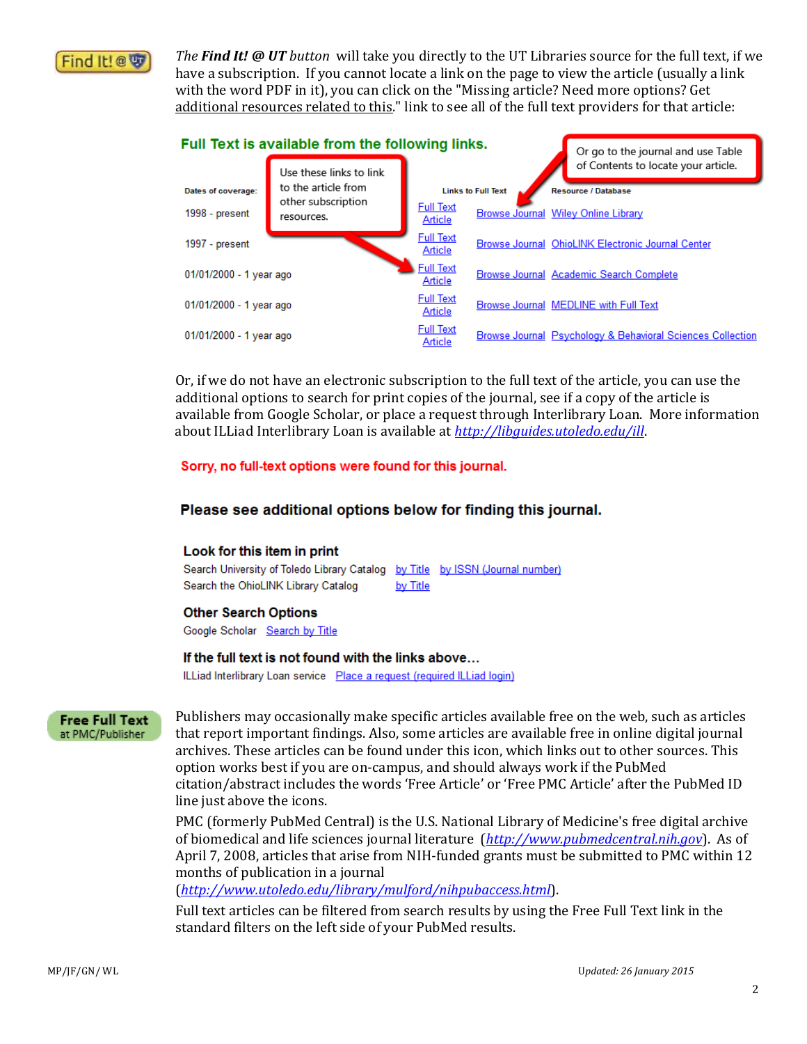Find It! @ UT

*The **Find It! @ UT** button* will take you directly to the UT Libraries source for the full text, if we have a subscription. If you cannot locate a link on the page to view the article (usually a link with the word PDF in it), you can click on the "Missing article? Need more options? Get additional resources related to this." link to see all of the full text providers for that article:

**Full Text is available from the following links.**

Use these links to link to the article from other subscription resources.

Or go to the journal and use Table of Contents to locate your article.

| Dates of coverage: | Links to Full Text | | Resource / Database |
|---|---|---|---|
| 1998 - present | Full Text Article | Browse Journal | Wiley Online Library |
| 1997 - present | Full Text Article | Browse Journal | OhioLINK Electronic Journal Center |
| 01/01/2000 - 1 year ago | Full Text Article | Browse Journal | Academic Search Complete |
| 01/01/2000 - 1 year ago | Full Text Article | Browse Journal | MEDLINE with Full Text |
| 01/01/2000 - 1 year ago | Full Text Article | Browse Journal | Psychology & Behavioral Sciences Collection |

Or, if we do not have an electronic subscription to the full text of the article, you can use the additional options to search for print copies of the journal, see if a copy of the article is available from Google Scholar, or place a request through Interlibrary Loan. More information about ILLiad Interlibrary Loan is available at *http://libguides.utoledo.edu/ill*.

**Sorry, no full-text options were found for this journal.**

**Please see additional options below for finding this journal.**

**Look for this item in print**

Search University of Toledo Library Catalog by Title by ISSN (Journal number)
Search the OhioLINK Library Catalog by Title

**Other Search Options**

Google Scholar Search by Title

**If the full text is not found with the links above...**

ILLiad Interlibrary Loan service Place a request (required ILLiad login)

Free Full Text at PMC/Publisher

Publishers may occasionally make specific articles available free on the web, such as articles that report important findings. Also, some articles are available free in online digital journal archives. These articles can be found under this icon, which links out to other sources. This option works best if you are on-campus, and should always work if the PubMed citation/abstract includes the words 'Free Article' or 'Free PMC Article' after the PubMed ID line just above the icons.

PMC (formerly PubMed Central) is the U.S. National Library of Medicine's free digital archive of biomedical and life sciences journal literature (*http://www.pubmedcentral.nih.gov*). As of April 7, 2008, articles that arise from NIH-funded grants must be submitted to PMC within 12 months of publication in a journal (*http://www.utoledo.edu/library/mulford/nihpubaccess.html*).

Full text articles can be filtered from search results by using the Free Full Text link in the standard filters on the left side of your PubMed results.

MP/JF/GN/WL *Updated: 26 January 2015*